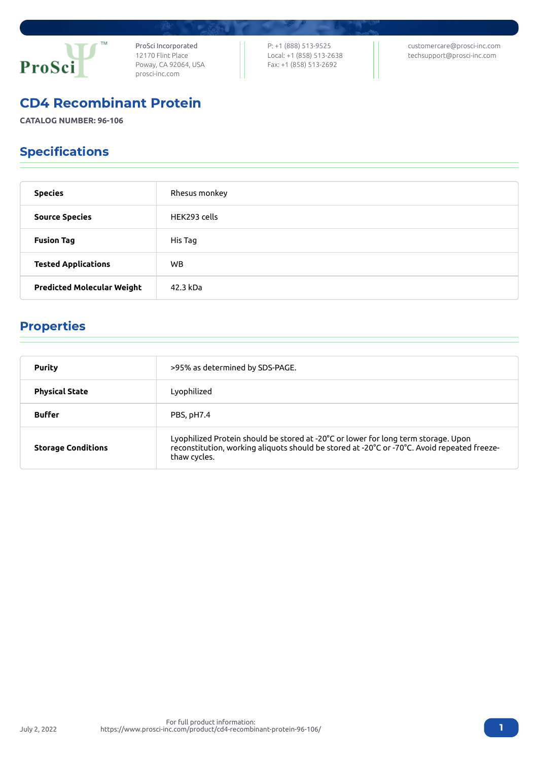ProSci Incorporated
12170 Flint Place
Poway, CA 92064, USA
prosci-inc.com

P: +1 (888) 513-9525
Local: +1 (858) 513-2638
Fax: +1 (858) 513-2692

customercare@prosci-inc.com
techsupport@prosci-inc.com

# CD4 Recombinant Protein

**CATALOG NUMBER: 96-106**

## Specifications

| | |
|---|---|
| **Species** | Rhesus monkey |
| **Source Species** | HEK293 cells |
| **Fusion Tag** | His Tag |
| **Tested Applications** | WB |
| **Predicted Molecular Weight** | 42.3 kDa |

## Properties

| | |
|---|---|
| **Purity** | >95% as determined by SDS-PAGE. |
| **Physical State** | Lyophilized |
| **Buffer** | PBS, pH7.4 |
| **Storage Conditions** | Lyophilized Protein should be stored at -20°C or lower for long term storage. Upon reconstitution, working aliquots should be stored at -20°C or -70°C. Avoid repeated freeze-thaw cycles. |

July 2, 2022

For full product information:
https://www.prosci-inc.com/product/cd4-recombinant-protein-96-106/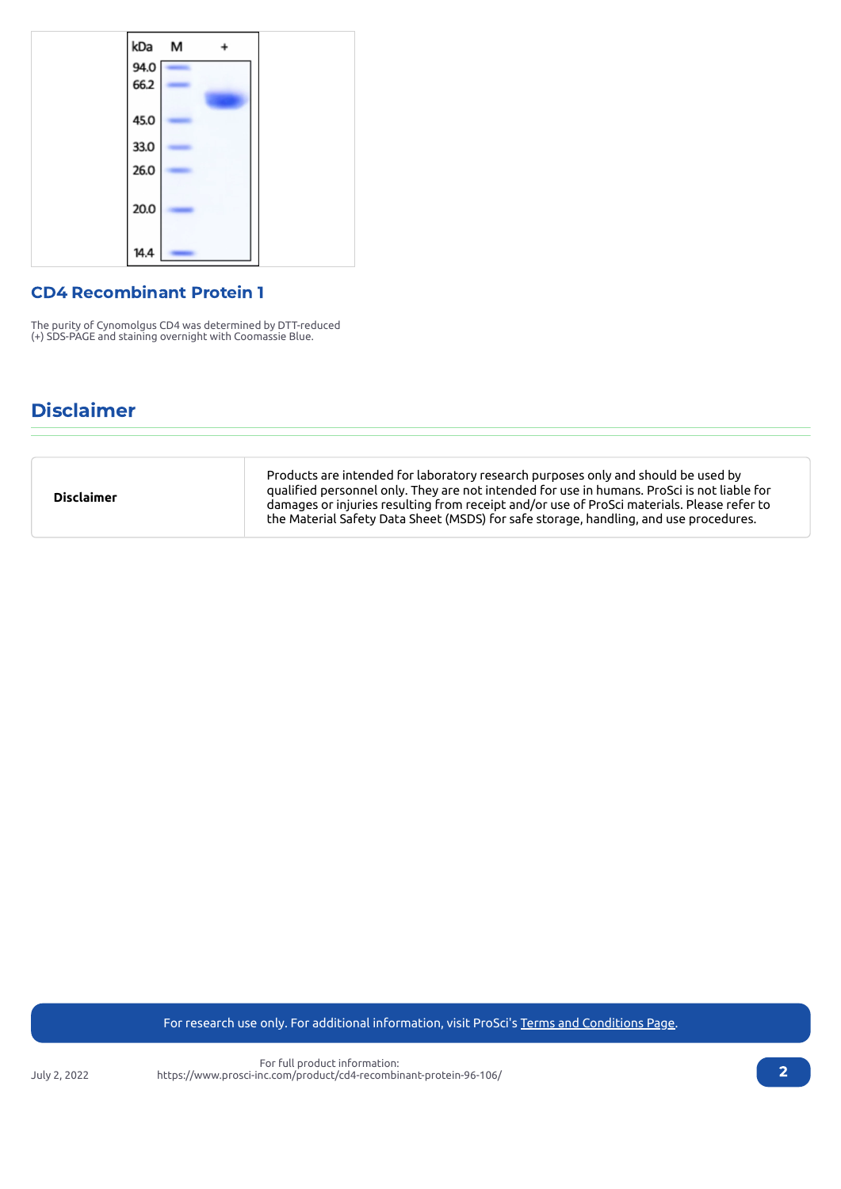kDa M +
94.0
66.2
45.0
33.0
26.0
20.0
14.4

### CD4 Recombinant Protein 1

The purity of Cynomolgus CD4 was determined by DTT-reduced (+) SDS-PAGE and staining overnight with Coomassie Blue.

## Disclaimer

| | |
|---|---|
| **Disclaimer** | Products are intended for laboratory research purposes only and should be used by qualified personnel only. They are not intended for use in humans. ProSci is not liable for damages or injuries resulting from receipt and/or use of ProSci materials. Please refer to the Material Safety Data Sheet (MSDS) for safe storage, handling, and use procedures. |

For research use only. For additional information, visit ProSci's Terms and Conditions Page.

July 2, 2022

For full product information:
https://www.prosci-inc.com/product/cd4-recombinant-protein-96-106/